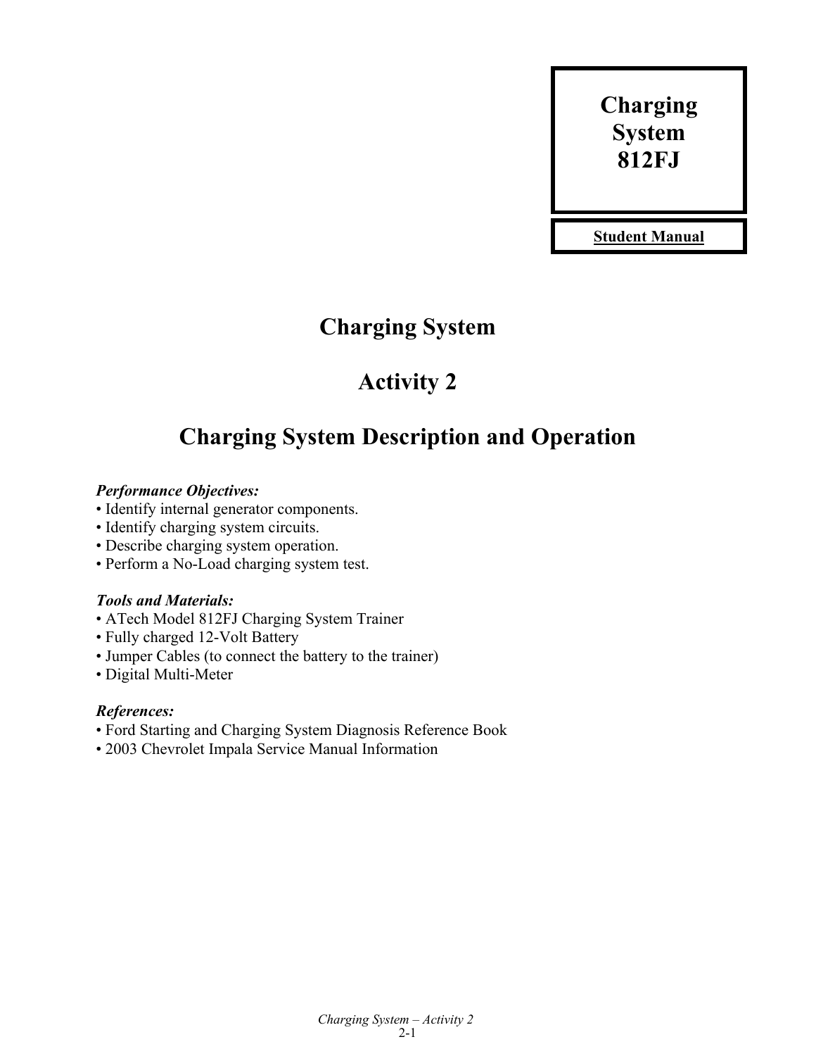**Charging System 812FJ**

**Student Manual**

# Charging System

# Activity 2

# Charging System Description and Operation

***Performance Objectives:***

- Identify internal generator components.
- Identify charging system circuits.
- Describe charging system operation.
- Perform a No-Load charging system test.

***Tools and Materials:***

- ATech Model 812FJ Charging System Trainer
- Fully charged 12-Volt Battery
- Jumper Cables (to connect the battery to the trainer)
- Digital Multi-Meter

***References:***

- Ford Starting and Charging System Diagnosis Reference Book
- 2003 Chevrolet Impala Service Manual Information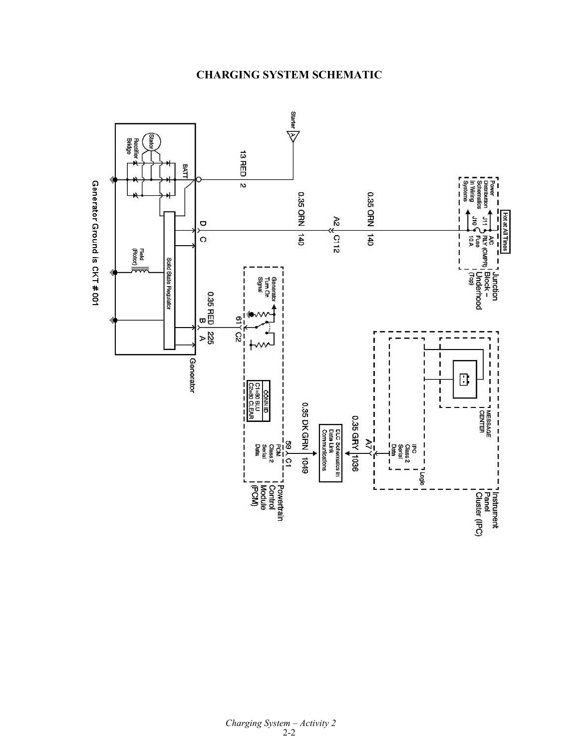# CHARGING SYSTEM SCHEMATIC

Hot at All Times

Power Distribution Schematics in Wiring Systems

J11 A/C RLY (CMPR)

J10 Fuse 10 A

Junction Block – Underhood (Top)

0.35 ORN 140

A2 C112

0.35 ORN 140

Starter A

13 RED 2

BATT

Stator

Rectifier Bridge

D C

Solid State Regulator

Field (Rotor)

0.35 RED 225

B A

61 C2

Generator Turn On Signal

CONN ID
C1=80 BLU
C2=80 CLEAR

Generator

Generator Ground is CKT # 001

0.35 DK GRN 1049

59 C1

PCM Class 2 Serial Data

Powertrain Control Module (PCM)

DLC Schematics in Data Link Communications

0.35 GRY 1036

A7

IPC Class 2 Serial Data

Logic

MESSAGE CENTER

Instrument Panel Cluster (IPC)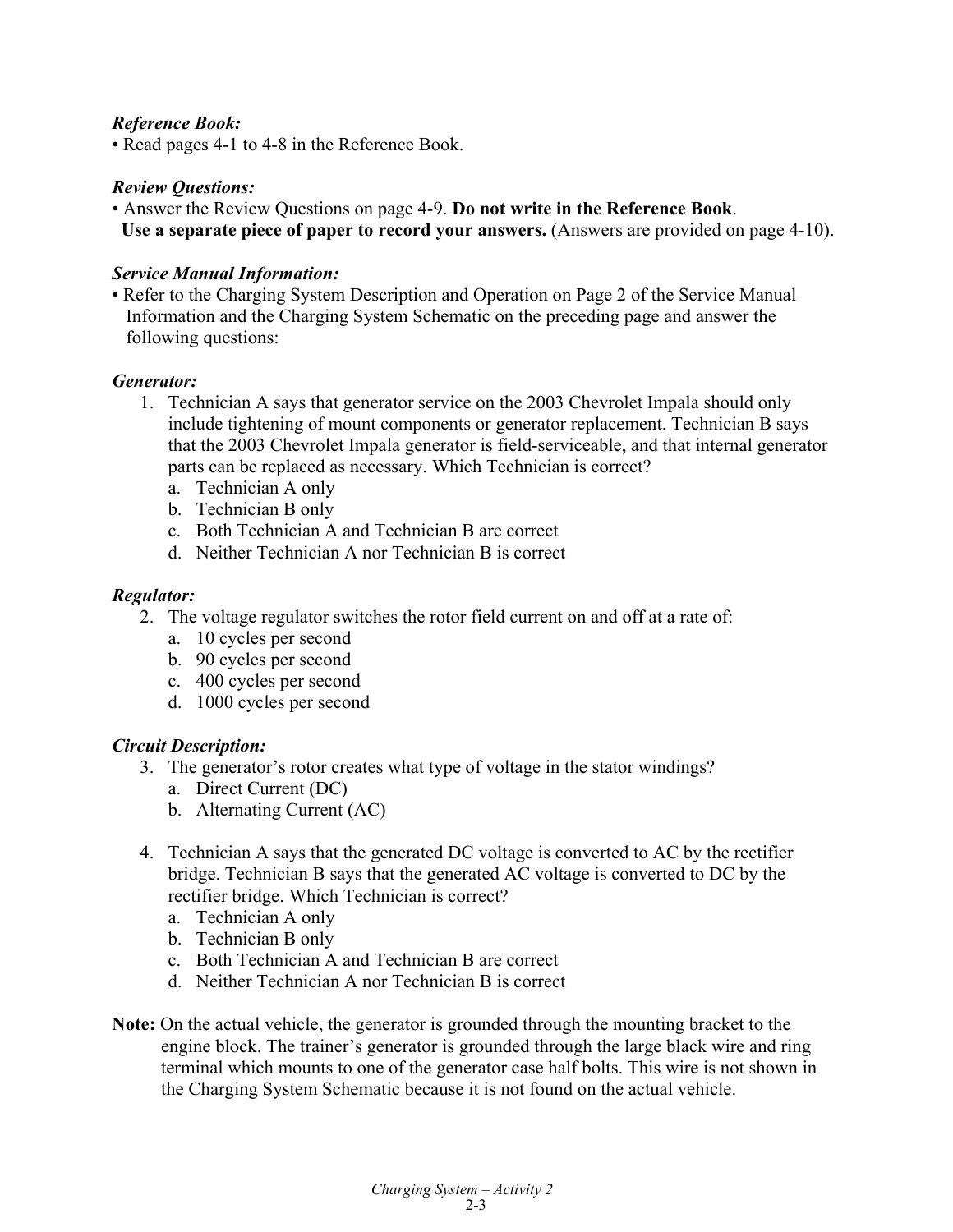***Reference Book:***

• Read pages 4-1 to 4-8 in the Reference Book.

***Review Questions:***

• Answer the Review Questions on page 4-9. **Do not write in the Reference Book**.
  **Use a separate piece of paper to record your answers.** (Answers are provided on page 4-10).

***Service Manual Information:***

• Refer to the Charging System Description and Operation on Page 2 of the Service Manual Information and the Charging System Schematic on the preceding page and answer the following questions:

***Generator:***

1. Technician A says that generator service on the 2003 Chevrolet Impala should only include tightening of mount components or generator replacement. Technician B says that the 2003 Chevrolet Impala generator is field-serviceable, and that internal generator parts can be replaced as necessary. Which Technician is correct?
   a. Technician A only
   b. Technician B only
   c. Both Technician A and Technician B are correct
   d. Neither Technician A nor Technician B is correct

***Regulator:***

2. The voltage regulator switches the rotor field current on and off at a rate of:
   a. 10 cycles per second
   b. 90 cycles per second
   c. 400 cycles per second
   d. 1000 cycles per second

***Circuit Description:***

3. The generator's rotor creates what type of voltage in the stator windings?
   a. Direct Current (DC)
   b. Alternating Current (AC)

4. Technician A says that the generated DC voltage is converted to AC by the rectifier bridge. Technician B says that the generated AC voltage is converted to DC by the rectifier bridge. Which Technician is correct?
   a. Technician A only
   b. Technician B only
   c. Both Technician A and Technician B are correct
   d. Neither Technician A nor Technician B is correct

**Note:** On the actual vehicle, the generator is grounded through the mounting bracket to the engine block. The trainer's generator is grounded through the large black wire and ring terminal which mounts to one of the generator case half bolts. This wire is not shown in the Charging System Schematic because it is not found on the actual vehicle.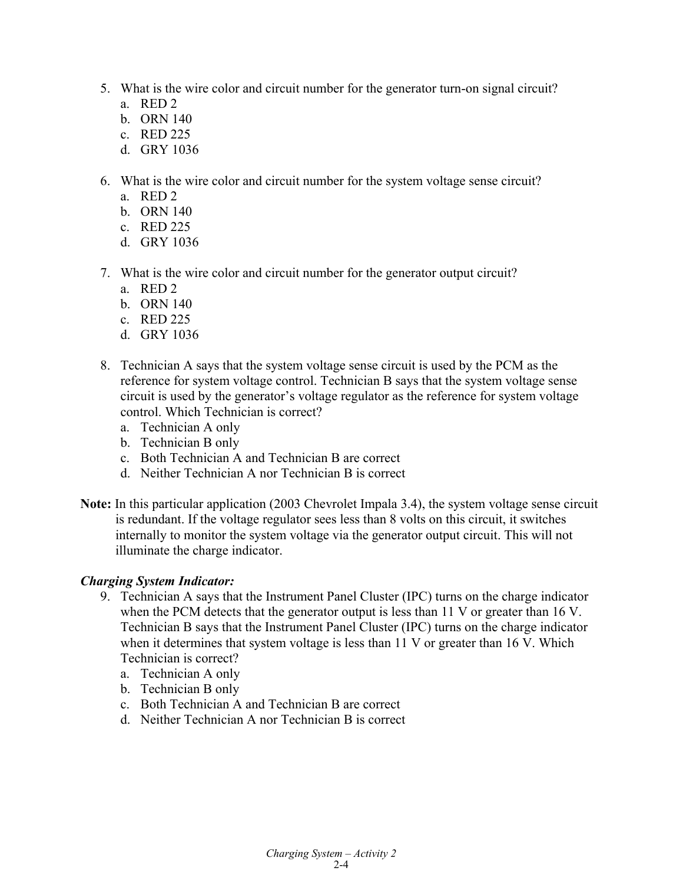5. What is the wire color and circuit number for the generator turn-on signal circuit?
   a. RED 2
   b. ORN 140
   c. RED 225
   d. GRY 1036

6. What is the wire color and circuit number for the system voltage sense circuit?
   a. RED 2
   b. ORN 140
   c. RED 225
   d. GRY 1036

7. What is the wire color and circuit number for the generator output circuit?
   a. RED 2
   b. ORN 140
   c. RED 225
   d. GRY 1036

8. Technician A says that the system voltage sense circuit is used by the PCM as the reference for system voltage control. Technician B says that the system voltage sense circuit is used by the generator's voltage regulator as the reference for system voltage control. Which Technician is correct?
   a. Technician A only
   b. Technician B only
   c. Both Technician A and Technician B are correct
   d. Neither Technician A nor Technician B is correct

**Note:** In this particular application (2003 Chevrolet Impala 3.4), the system voltage sense circuit is redundant. If the voltage regulator sees less than 8 volts on this circuit, it switches internally to monitor the system voltage via the generator output circuit. This will not illuminate the charge indicator.

***Charging System Indicator:***

9. Technician A says that the Instrument Panel Cluster (IPC) turns on the charge indicator when the PCM detects that the generator output is less than 11 V or greater than 16 V. Technician B says that the Instrument Panel Cluster (IPC) turns on the charge indicator when it determines that system voltage is less than 11 V or greater than 16 V. Which Technician is correct?
   a. Technician A only
   b. Technician B only
   c. Both Technician A and Technician B are correct
   d. Neither Technician A nor Technician B is correct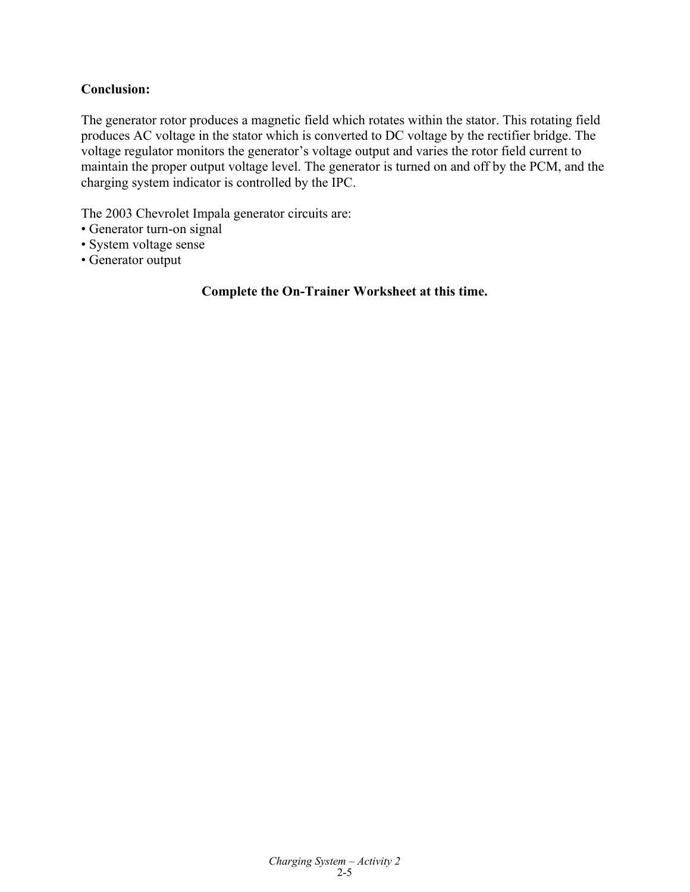**Conclusion:**

The generator rotor produces a magnetic field which rotates within the stator. This rotating field produces AC voltage in the stator which is converted to DC voltage by the rectifier bridge. The voltage regulator monitors the generator's voltage output and varies the rotor field current to maintain the proper output voltage level. The generator is turned on and off by the PCM, and the charging system indicator is controlled by the IPC.

The 2003 Chevrolet Impala generator circuits are:

- Generator turn-on signal
- System voltage sense
- Generator output

**Complete the On-Trainer Worksheet at this time.**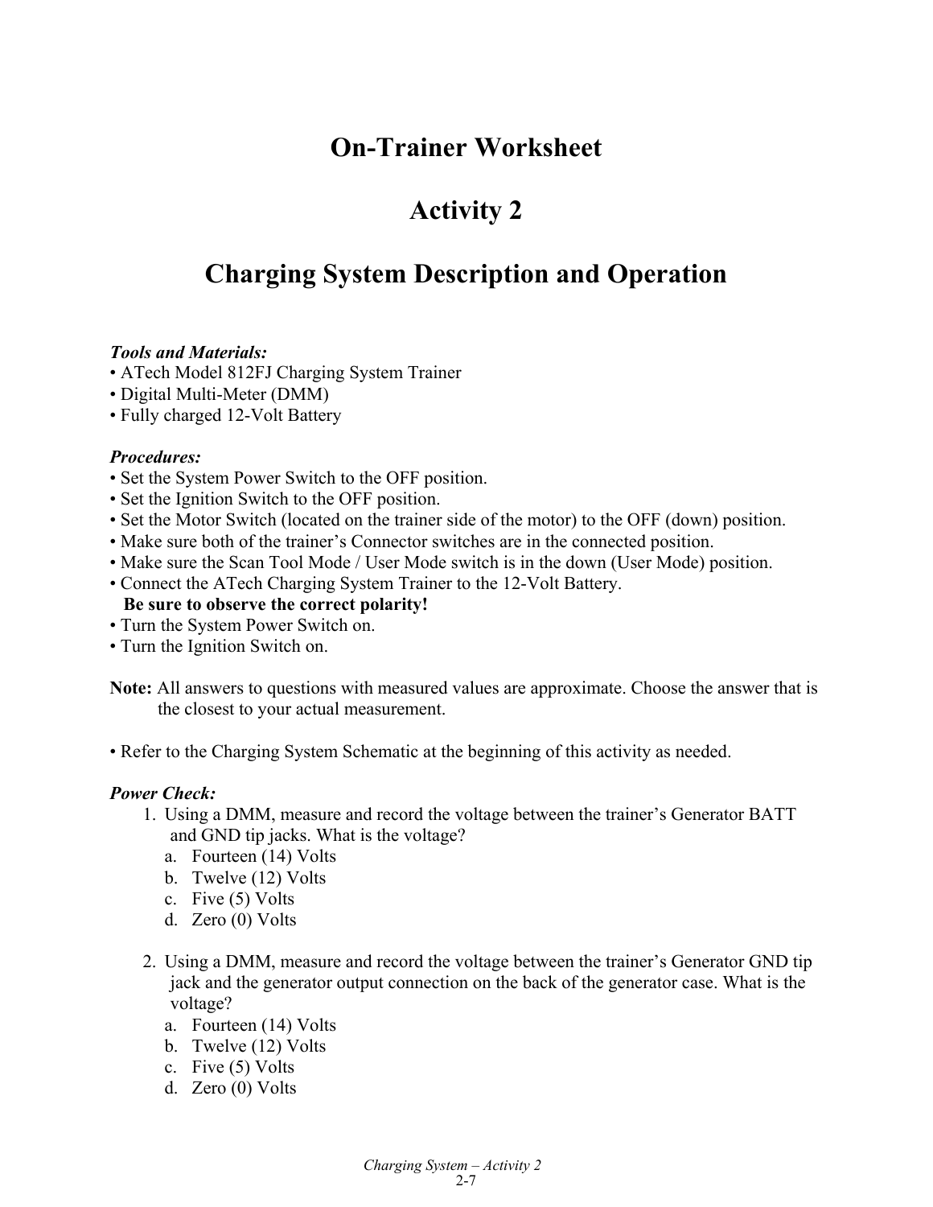# On-Trainer Worksheet

# Activity 2

# Charging System Description and Operation

***Tools and Materials:***

- ATech Model 812FJ Charging System Trainer
- Digital Multi-Meter (DMM)
- Fully charged 12-Volt Battery

***Procedures:***

- Set the System Power Switch to the OFF position.
- Set the Ignition Switch to the OFF position.
- Set the Motor Switch (located on the trainer side of the motor) to the OFF (down) position.
- Make sure both of the trainer's Connector switches are in the connected position.
- Make sure the Scan Tool Mode / User Mode switch is in the down (User Mode) position.
- Connect the ATech Charging System Trainer to the 12-Volt Battery.
  **Be sure to observe the correct polarity!**
- Turn the System Power Switch on.
- Turn the Ignition Switch on.

**Note:** All answers to questions with measured values are approximate. Choose the answer that is the closest to your actual measurement.

- Refer to the Charging System Schematic at the beginning of this activity as needed.

***Power Check:***

1. Using a DMM, measure and record the voltage between the trainer's Generator BATT and GND tip jacks. What is the voltage?
   a. Fourteen (14) Volts
   b. Twelve (12) Volts
   c. Five (5) Volts
   d. Zero (0) Volts

2. Using a DMM, measure and record the voltage between the trainer's Generator GND tip jack and the generator output connection on the back of the generator case. What is the voltage?
   a. Fourteen (14) Volts
   b. Twelve (12) Volts
   c. Five (5) Volts
   d. Zero (0) Volts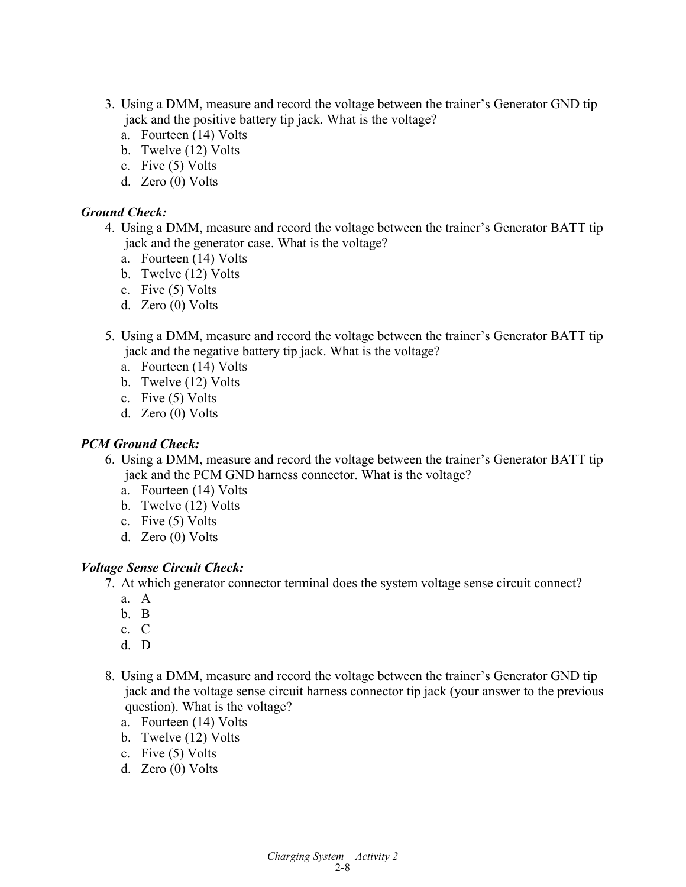3. Using a DMM, measure and record the voltage between the trainer's Generator GND tip jack and the positive battery tip jack. What is the voltage?
   a. Fourteen (14) Volts
   b. Twelve (12) Volts
   c. Five (5) Volts
   d. Zero (0) Volts

***Ground Check:***

4. Using a DMM, measure and record the voltage between the trainer's Generator BATT tip jack and the generator case. What is the voltage?
   a. Fourteen (14) Volts
   b. Twelve (12) Volts
   c. Five (5) Volts
   d. Zero (0) Volts

5. Using a DMM, measure and record the voltage between the trainer's Generator BATT tip jack and the negative battery tip jack. What is the voltage?
   a. Fourteen (14) Volts
   b. Twelve (12) Volts
   c. Five (5) Volts
   d. Zero (0) Volts

***PCM Ground Check:***

6. Using a DMM, measure and record the voltage between the trainer's Generator BATT tip jack and the PCM GND harness connector. What is the voltage?
   a. Fourteen (14) Volts
   b. Twelve (12) Volts
   c. Five (5) Volts
   d. Zero (0) Volts

***Voltage Sense Circuit Check:***

7. At which generator connector terminal does the system voltage sense circuit connect?
   a. A
   b. B
   c. C
   d. D

8. Using a DMM, measure and record the voltage between the trainer's Generator GND tip jack and the voltage sense circuit harness connector tip jack (your answer to the previous question). What is the voltage?
   a. Fourteen (14) Volts
   b. Twelve (12) Volts
   c. Five (5) Volts
   d. Zero (0) Volts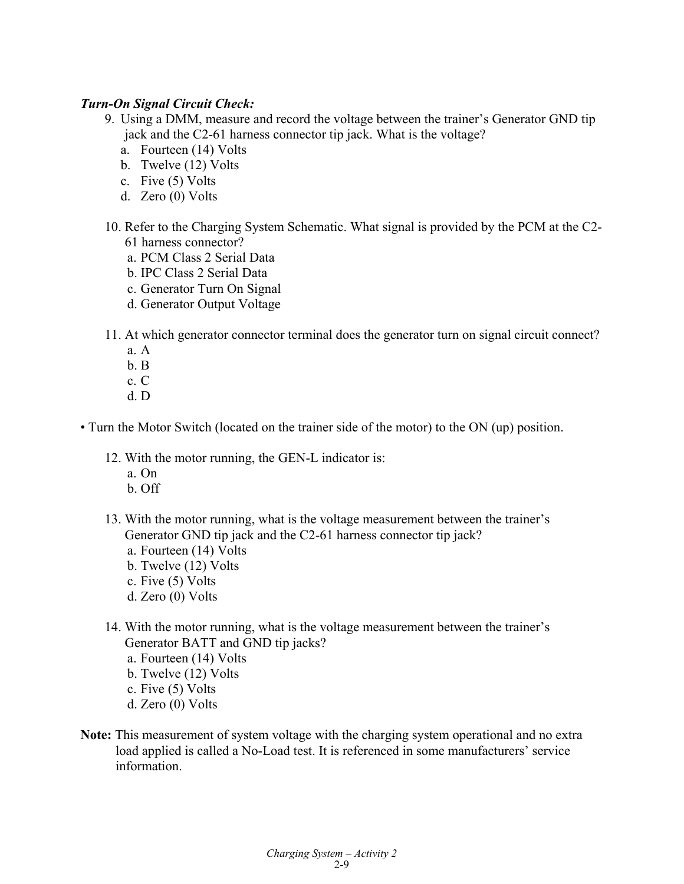***Turn-On Signal Circuit Check:***

9. Using a DMM, measure and record the voltage between the trainer's Generator GND tip jack and the C2-61 harness connector tip jack. What is the voltage?
   a. Fourteen (14) Volts
   b. Twelve (12) Volts
   c. Five (5) Volts
   d. Zero (0) Volts

10. Refer to the Charging System Schematic. What signal is provided by the PCM at the C2-61 harness connector?
    a. PCM Class 2 Serial Data
    b. IPC Class 2 Serial Data
    c. Generator Turn On Signal
    d. Generator Output Voltage

11. At which generator connector terminal does the generator turn on signal circuit connect?
    a. A
    b. B
    c. C
    d. D

• Turn the Motor Switch (located on the trainer side of the motor) to the ON (up) position.

12. With the motor running, the GEN-L indicator is:
    a. On
    b. Off

13. With the motor running, what is the voltage measurement between the trainer's Generator GND tip jack and the C2-61 harness connector tip jack?
    a. Fourteen (14) Volts
    b. Twelve (12) Volts
    c. Five (5) Volts
    d. Zero (0) Volts

14. With the motor running, what is the voltage measurement between the trainer's Generator BATT and GND tip jacks?
    a. Fourteen (14) Volts
    b. Twelve (12) Volts
    c. Five (5) Volts
    d. Zero (0) Volts

**Note:** This measurement of system voltage with the charging system operational and no extra load applied is called a No-Load test. It is referenced in some manufacturers' service information.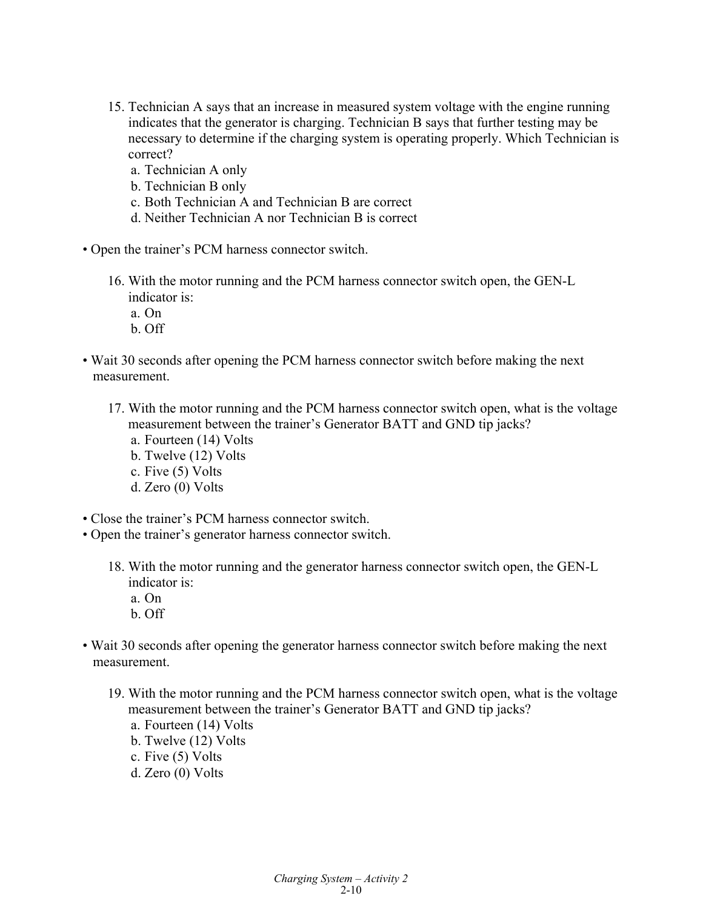15. Technician A says that an increase in measured system voltage with the engine running indicates that the generator is charging. Technician B says that further testing may be necessary to determine if the charging system is operating properly. Which Technician is correct?
    a. Technician A only
    b. Technician B only
    c. Both Technician A and Technician B are correct
    d. Neither Technician A nor Technician B is correct

- Open the trainer's PCM harness connector switch.

16. With the motor running and the PCM harness connector switch open, the GEN-L indicator is:
    a. On
    b. Off

- Wait 30 seconds after opening the PCM harness connector switch before making the next measurement.

17. With the motor running and the PCM harness connector switch open, what is the voltage measurement between the trainer's Generator BATT and GND tip jacks?
    a. Fourteen (14) Volts
    b. Twelve (12) Volts
    c. Five (5) Volts
    d. Zero (0) Volts

- Close the trainer's PCM harness connector switch.
- Open the trainer's generator harness connector switch.

18. With the motor running and the generator harness connector switch open, the GEN-L indicator is:
    a. On
    b. Off

- Wait 30 seconds after opening the generator harness connector switch before making the next measurement.

19. With the motor running and the PCM harness connector switch open, what is the voltage measurement between the trainer's Generator BATT and GND tip jacks?
    a. Fourteen (14) Volts
    b. Twelve (12) Volts
    c. Five (5) Volts
    d. Zero (0) Volts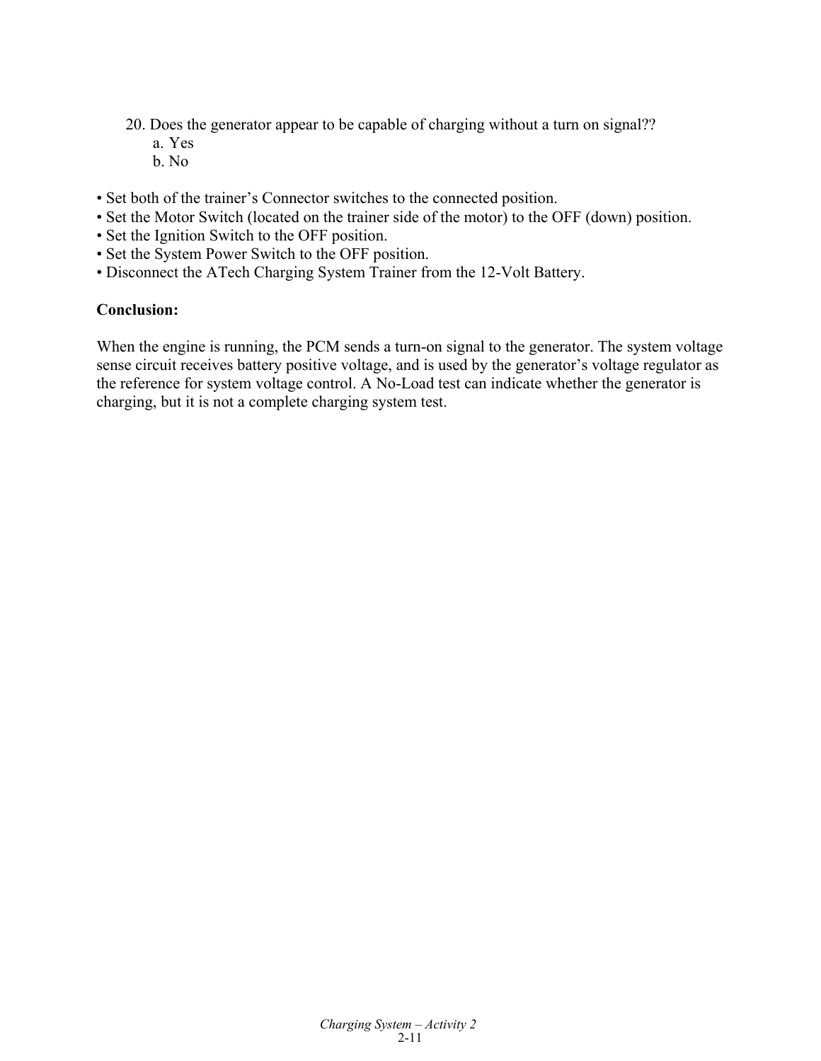20. Does the generator appear to be capable of charging without a turn on signal??
    a. Yes
    b. No

- Set both of the trainer's Connector switches to the connected position.
- Set the Motor Switch (located on the trainer side of the motor) to the OFF (down) position.
- Set the Ignition Switch to the OFF position.
- Set the System Power Switch to the OFF position.
- Disconnect the ATech Charging System Trainer from the 12-Volt Battery.

**Conclusion:**

When the engine is running, the PCM sends a turn-on signal to the generator. The system voltage sense circuit receives battery positive voltage, and is used by the generator's voltage regulator as the reference for system voltage control. A No-Load test can indicate whether the generator is charging, but it is not a complete charging system test.